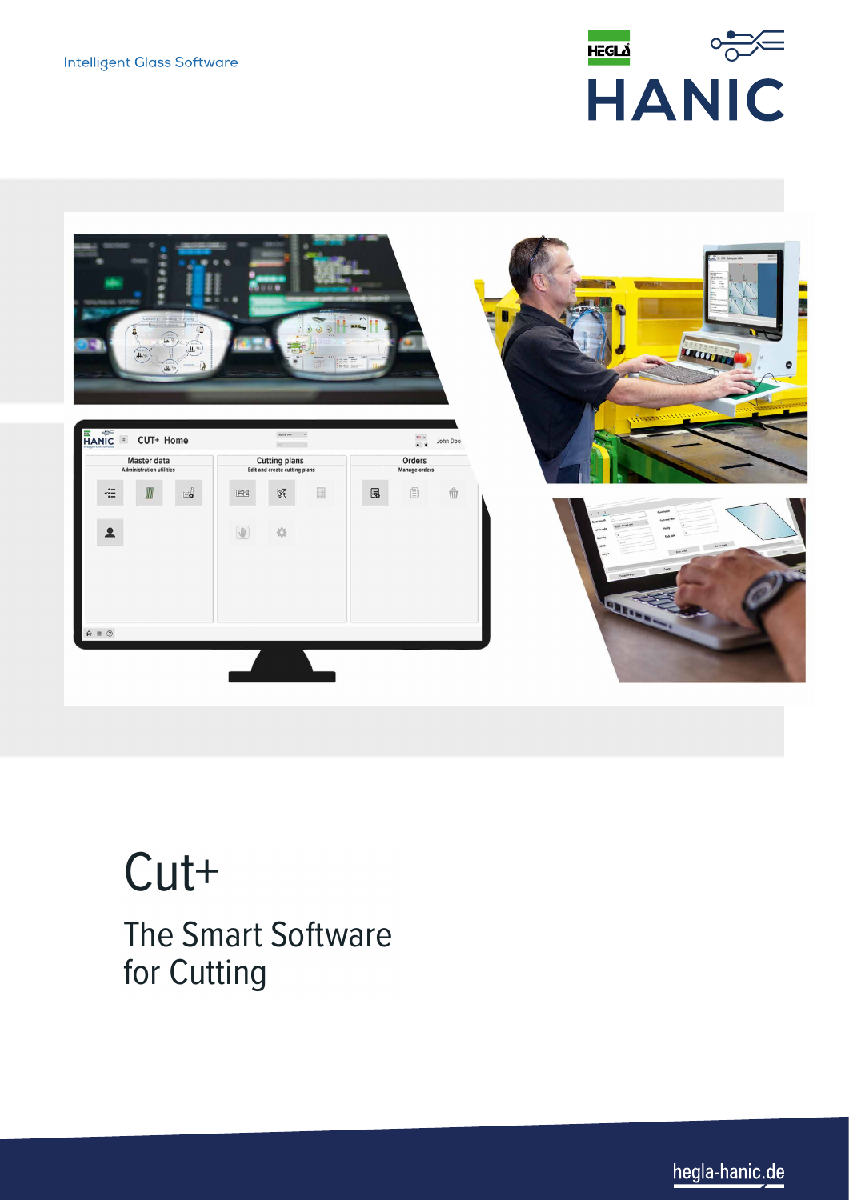Intelligent Glass Software

HEGLA HANIC

# Cut+

## The Smart Software for Cutting

hegla-hanic.de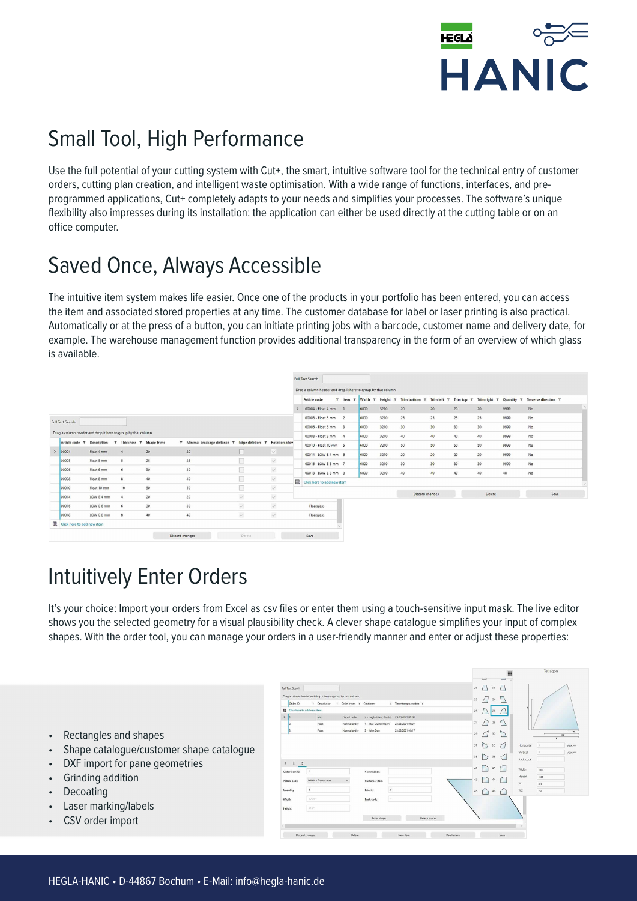## Small Tool, High Performance

Use the full potential of your cutting system with Cut+, the smart, intuitive software tool for the technical entry of customer orders, cutting plan creation, and intelligent waste optimisation. With a wide range of functions, interfaces, and pre-programmed applications, Cut+ completely adapts to your needs and simplifies your processes. The software's unique flexibility also impresses during its installation: the application can either be used directly at the cutting table or on an office computer.

## Saved Once, Always Accessible

The intuitive item system makes life easier. Once one of the products in your portfolio has been entered, you can access the item and associated stored properties at any time. The customer database for label or laser printing is also practical. Automatically or at the press of a button, you can initiate printing jobs with a barcode, customer name and delivery date, for example. The warehouse management function provides additional transparency in the form of an overview of which glass is available.

## Intuitively Enter Orders

It's your choice: Import your orders from Excel as csv files or enter them using a touch-sensitive input mask. The live editor shows you the selected geometry for a visual plausibility check. A clever shape catalogue simplifies your input of complex shapes. With the order tool, you can manage your orders in a user-friendly manner and enter or adjust these properties:

- Rectangles and shapes
- Shape catalogue/customer shape catalogue
- DXF import for pane geometries
- Grinding addition
- Decoating
- Laser marking/labels
- CSV order import

HEGLA-HANIC • D-44867 Bochum • E-Mail: info@hegla-hanic.de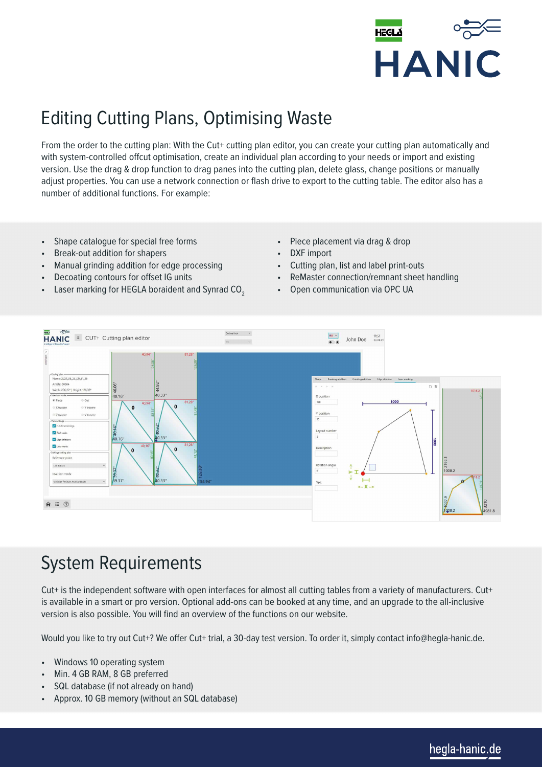# Editing Cutting Plans, Optimising Waste

From the order to the cutting plan: With the Cut+ cutting plan editor, you can create your cutting plan automatically and with system-controlled offcut optimisation, create an individual plan according to your needs or import and existing version. Use the drag & drop function to drag panes into the cutting plan, delete glass, change positions or manually adjust properties. You can use a network connection or flash drive to export to the cutting table. The editor also has a number of additional functions. For example:

- Shape catalogue for special free forms
- Break-out addition for shapers
- Manual grinding addition for edge processing
- Decoating contours for offset IG units
- Laser marking for HEGLA boraident and Synrad $CO_2$
- Piece placement via drag & drop
- DXF import
- Cutting plan, list and label print-outs
- ReMaster connection/remnant sheet handling
- Open communication via OPC UA

## System Requirements

Cut+ is the independent software with open interfaces for almost all cutting tables from a variety of manufacturers. Cut+ is available in a smart or pro version. Optional add-ons can be booked at any time, and an upgrade to the all-inclusive version is also possible. You will find an overview of the functions on our website.

Would you like to try out Cut+? We offer Cut+ trial, a 30-day test version. To order it, simply contact info@hegla-hanic.de.

- Windows 10 operating system
- Min. 4 GB RAM, 8 GB preferred
- SQL database (if not already on hand)
- Approx. 10 GB memory (without an SQL database)

hegla-hanic.de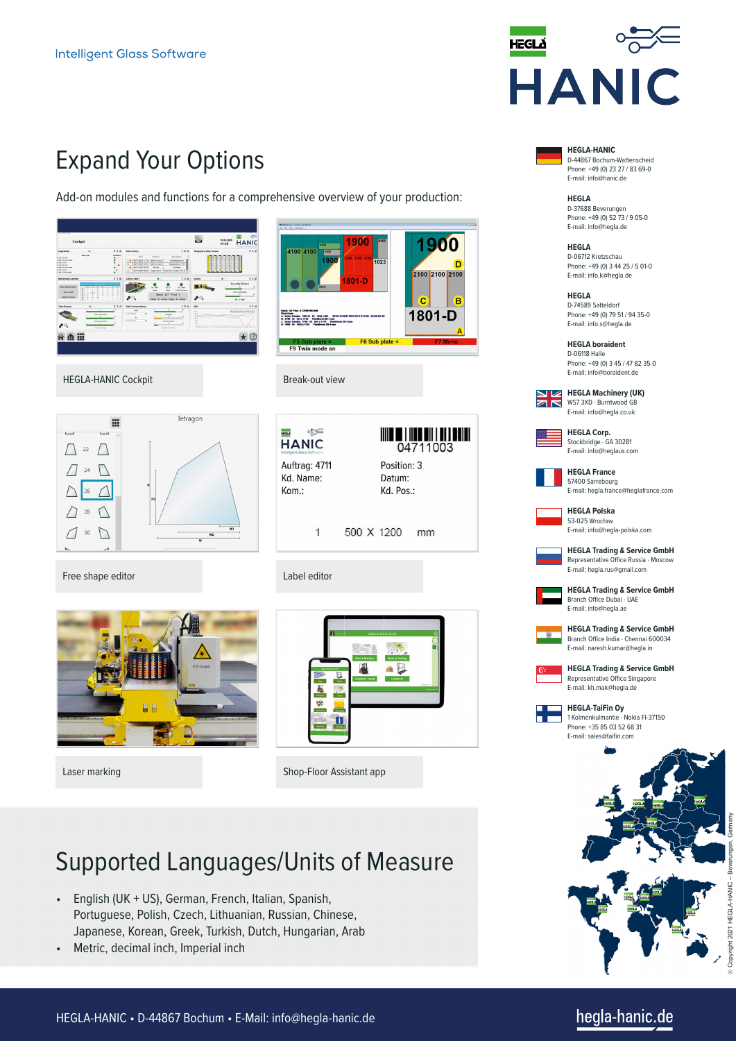Intelligent Glass Software

HEGLA HANIC

# Expand Your Options

Add-on modules and functions for a comprehensive overview of your production:

HEGLA-HANIC Cockpit

Break-out view

Free shape editor

Label editor

Laser marking

Shop-Floor Assistant app

## Supported Languages/Units of Measure

- English (UK + US), German, French, Italian, Spanish, Portuguese, Polish, Czech, Lithuanian, Russian, Chinese, Japanese, Korean, Greek, Turkish, Dutch, Hungarian, Arab
- Metric, decimal inch, Imperial inch

**HEGLA-HANIC**
D-44867 Bochum-Wattenscheid
Phone: +49 (0) 23 27 / 83 69-0
E-mail: info@hanic.de

**HEGLA**
D-37688 Beverungen
Phone: +49 (0) 52 73 / 9 05-0
E-mail: info@hegla.de

**HEGLA**
D-06712 Kretzschau
Phone: +49 (0) 3 44 25 / 5 01-0
E-mail: info.k@hegla.de

**HEGLA**
D-74589 Satteldorf
Phone: +49 (0) 79 51 / 94 35-0
E-mail: info.s@hegla.de

**HEGLA boraident**
D-06118 Halle
Phone: +49 (0) 3 45 / 47 82 35-0
E-mail: info@boraident.de

**HEGLA Machinery (UK)**
WS7 3XD · Burntwood GB
E-mail: info@hegla.co.uk

**HEGLA Corp.**
Stockbridge · GA 30281
E-mail: info@heglaus.com

**HEGLA France**
57400 Sarrebourg
E-mail: hegla.france@heglafrance.com

**HEGLA Polska**
53-025 Wrocław
E-mail: info@hegla-polska.com

**HEGLA Trading & Service GmbH**
Representative Office Russia · Moscow
E-mail: hegla.rus@gmail.com

**HEGLA Trading & Service GmbH**
Branch Office Dubai · UAE
E-mail: info@hegla.ae

**HEGLA Trading & Service GmbH**
Branch Office India · Chennai 600034
E-mail: naresh.kumar@hegla.in

**HEGLA Trading & Service GmbH**
Representative Office Singapore
E-mail: kh.mak@hegla.de

**HEGLA-TaiFin Oy**
1 Kolmenkulmantie · Nokia FI-37150
Phone: +35 85 03 52 68 31
E-mail: sales@taifin.com

© Copyright 2021 HEGLA-HANIC – Beverungen, Germany

HEGLA-HANIC • D-44867 Bochum • E-Mail: info@hegla-hanic.de

hegla-hanic.de